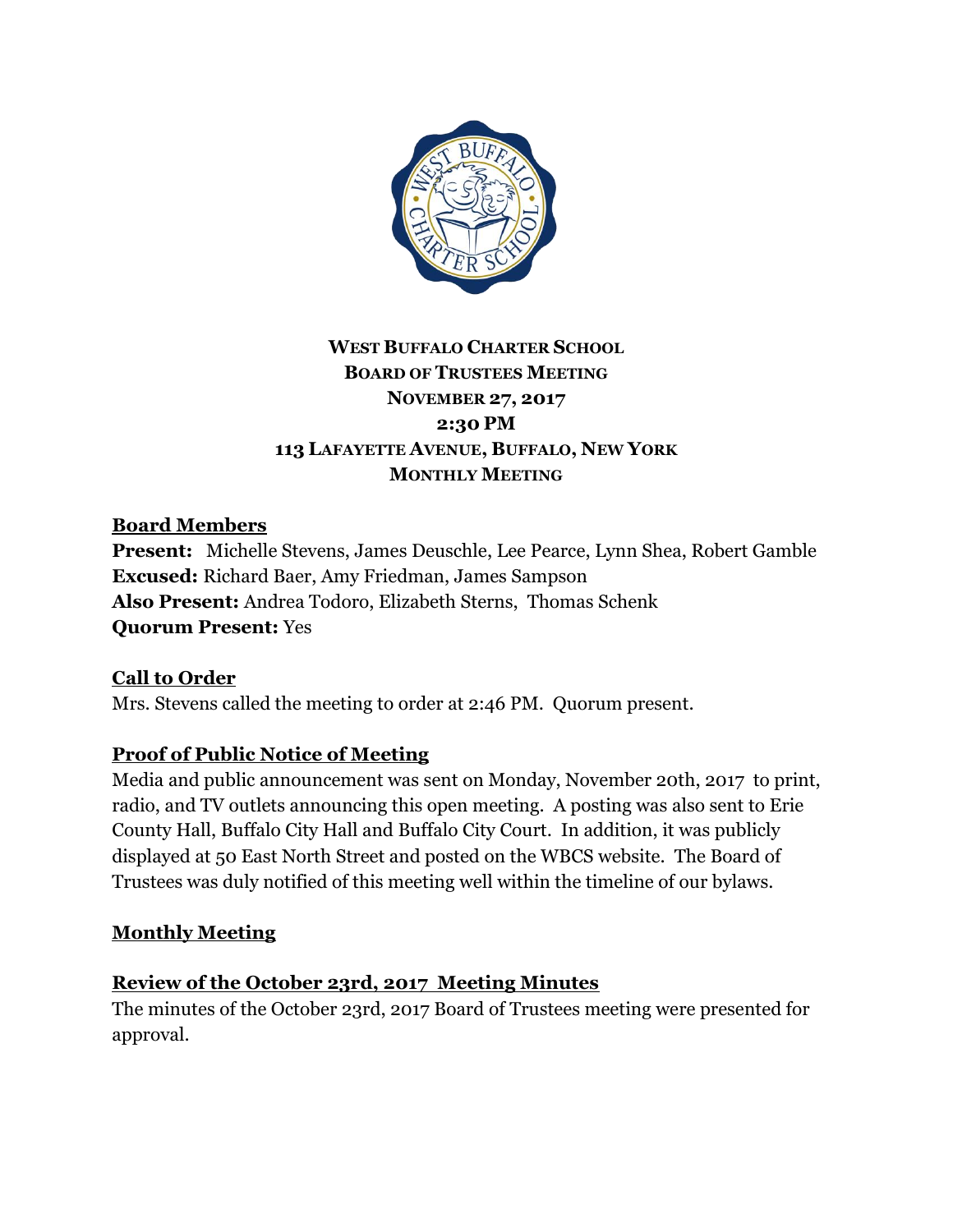**WEST BUFFALO CHARTER SCHOOL**
**BOARD OF TRUSTEES MEETING**
**NOVEMBER 27, 2017**
**2:30 PM**
**113 LAFAYETTE AVENUE, BUFFALO, NEW YORK**
**MONTHLY MEETING**

## Board Members

**Present:** Michelle Stevens, James Deuschle, Lee Pearce, Lynn Shea, Robert Gamble
**Excused:** Richard Baer, Amy Friedman, James Sampson
**Also Present:** Andrea Todoro, Elizabeth Sterns, Thomas Schenk
**Quorum Present:** Yes

## Call to Order

Mrs. Stevens called the meeting to order at 2:46 PM. Quorum present.

## Proof of Public Notice of Meeting

Media and public announcement was sent on Monday, November 20th, 2017 to print, radio, and TV outlets announcing this open meeting. A posting was also sent to Erie County Hall, Buffalo City Hall and Buffalo City Court. In addition, it was publicly displayed at 50 East North Street and posted on the WBCS website. The Board of Trustees was duly notified of this meeting well within the timeline of our bylaws.

## Monthly Meeting

## Review of the October 23rd, 2017 Meeting Minutes

The minutes of the October 23rd, 2017 Board of Trustees meeting were presented for approval.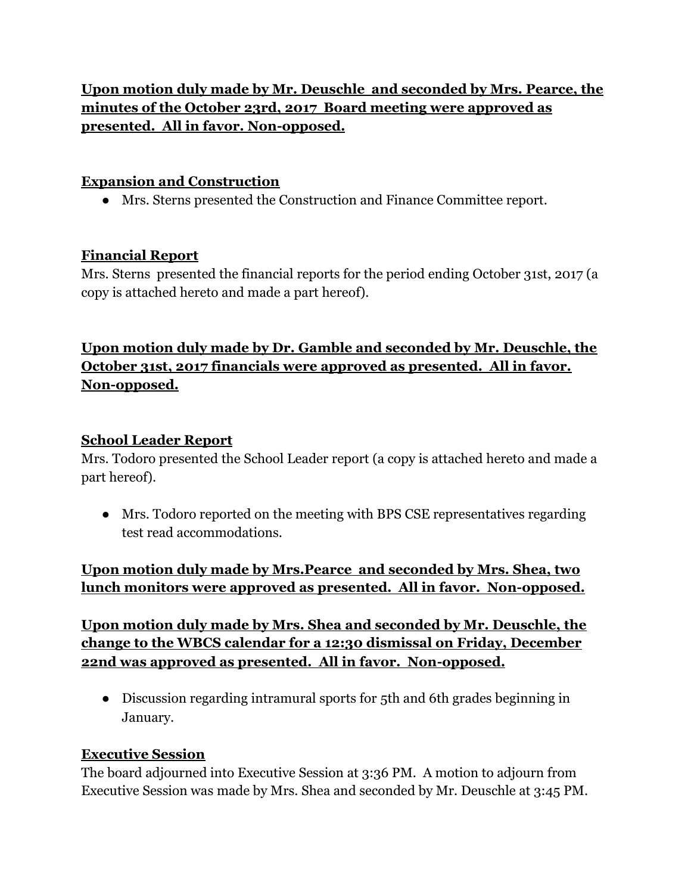**Upon motion duly made by Mr. Deuschle  and seconded by Mrs. Pearce, the minutes of the October 23rd, 2017  Board meeting were approved as presented.  All in favor. Non-opposed.**

## Expansion and Construction

- Mrs. Sterns presented the Construction and Finance Committee report.

## Financial Report

Mrs. Sterns  presented the financial reports for the period ending October 31st, 2017 (a copy is attached hereto and made a part hereof).

**Upon motion duly made by Dr. Gamble and seconded by Mr. Deuschle, the October 31st, 2017 financials were approved as presented.  All in favor. Non-opposed.**

## School Leader Report

Mrs. Todoro presented the School Leader report (a copy is attached hereto and made a part hereof).

- Mrs. Todoro reported on the meeting with BPS CSE representatives regarding test read accommodations.

**Upon motion duly made by Mrs.Pearce  and seconded by Mrs. Shea, two lunch monitors were approved as presented.  All in favor.  Non-opposed.**

**Upon motion duly made by Mrs. Shea and seconded by Mr. Deuschle, the change to the WBCS calendar for a 12:30 dismissal on Friday, December 22nd was approved as presented.  All in favor.  Non-opposed.**

- Discussion regarding intramural sports for 5th and 6th grades beginning in January.

## Executive Session

The board adjourned into Executive Session at 3:36 PM.  A motion to adjourn from Executive Session was made by Mrs. Shea and seconded by Mr. Deuschle at 3:45 PM.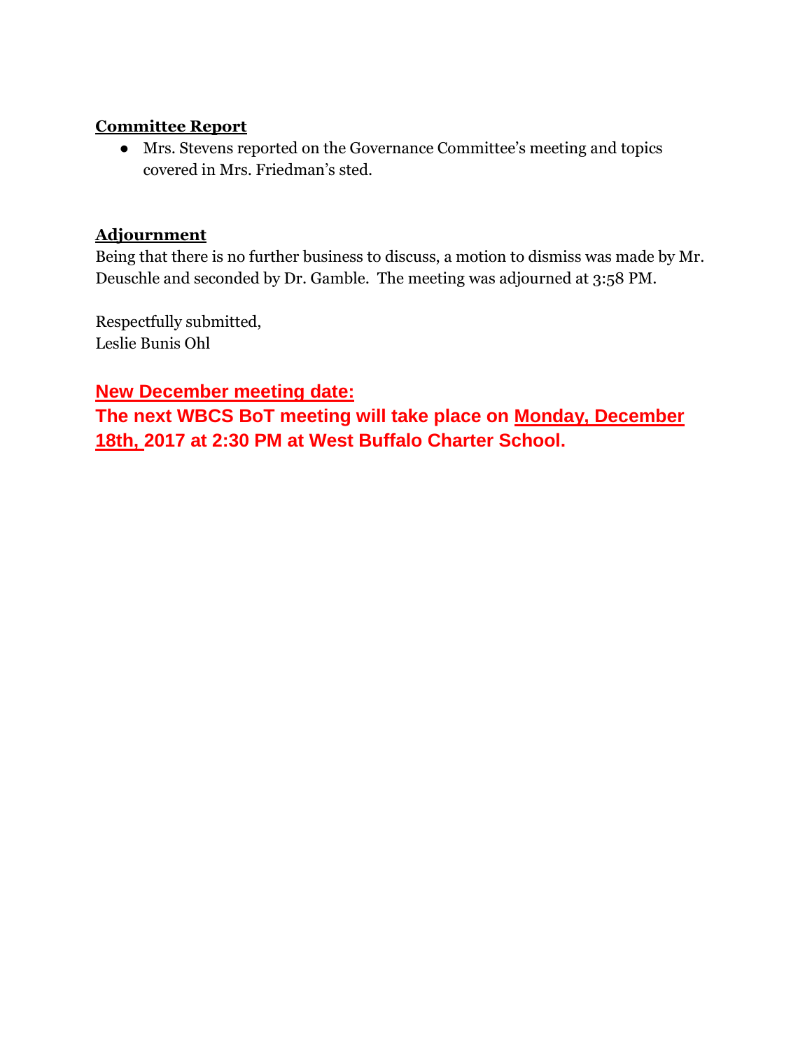**Committee Report**

- Mrs. Stevens reported on the Governance Committee's meeting and topics covered in Mrs. Friedman's sted.

**Adjournment**

Being that there is no further business to discuss, a motion to dismiss was made by Mr. Deuschle and seconded by Dr. Gamble. The meeting was adjourned at 3:58 PM.

Respectfully submitted,
Leslie Bunis Ohl

**New December meeting date:**

**The next WBCS BoT meeting will take place on Monday, December 18th, 2017 at 2:30 PM at West Buffalo Charter School.**